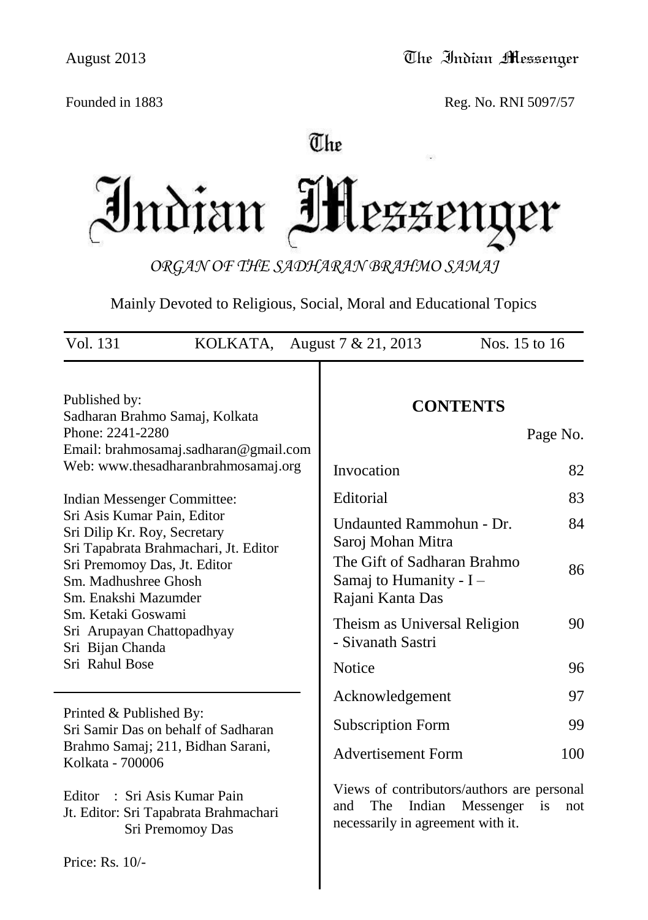Founded in 1883 Reg. No. RNI 5097/57

# The Indian Messenger

*ORGAN OF THE SADHARAN BRAHMO SAMAJ*

Mainly Devoted to Religious, Social, Moral and Educational Topics

Vol. 131 KOLKATA, August 7 & 21, 2013 Nos. 15 to 16

Published by:
Sadharan Brahmo Samaj, Kolkata
Phone: 2241-2280
Email: brahmosamaj.sadharan@gmail.com
Web: www.thesadharanbrahmosamaj.org

Indian Messenger Committee:
Sri Asis Kumar Pain, Editor
Sri Dilip Kr. Roy, Secretary
Sri Tapabrata Brahmachari, Jt. Editor
Sri Premomoy Das, Jt. Editor
Sm. Madhushree Ghosh
Sm. Enakshi Mazumder
Sm. Ketaki Goswami
Sri Arupayan Chattopadhyay
Sri Bijan Chanda
Sri Rahul Bose

Printed & Published By:
Sri Samir Das on behalf of Sadharan Brahmo Samaj; 211, Bidhan Sarani, Kolkata - 700006

Editor : Sri Asis Kumar Pain
Jt. Editor: Sri Tapabrata Brahmachari
Sri Premomoy Das

Price: Rs. 10/-

## CONTENTS

| | Page No. |
|---|---|
| Invocation | 82 |
| Editorial | 83 |
| Undaunted Rammohun - Dr. Saroj Mohan Mitra | 84 |
| The Gift of Sadharan Brahmo Samaj to Humanity - I – Rajani Kanta Das | 86 |
| Theism as Universal Religion - Sivanath Sastri | 90 |
| Notice | 96 |
| Acknowledgement | 97 |
| Subscription Form | 99 |
| Advertisement Form | 100 |

Views of contributors/authors are personal and The Indian Messenger is not necessarily in agreement with it.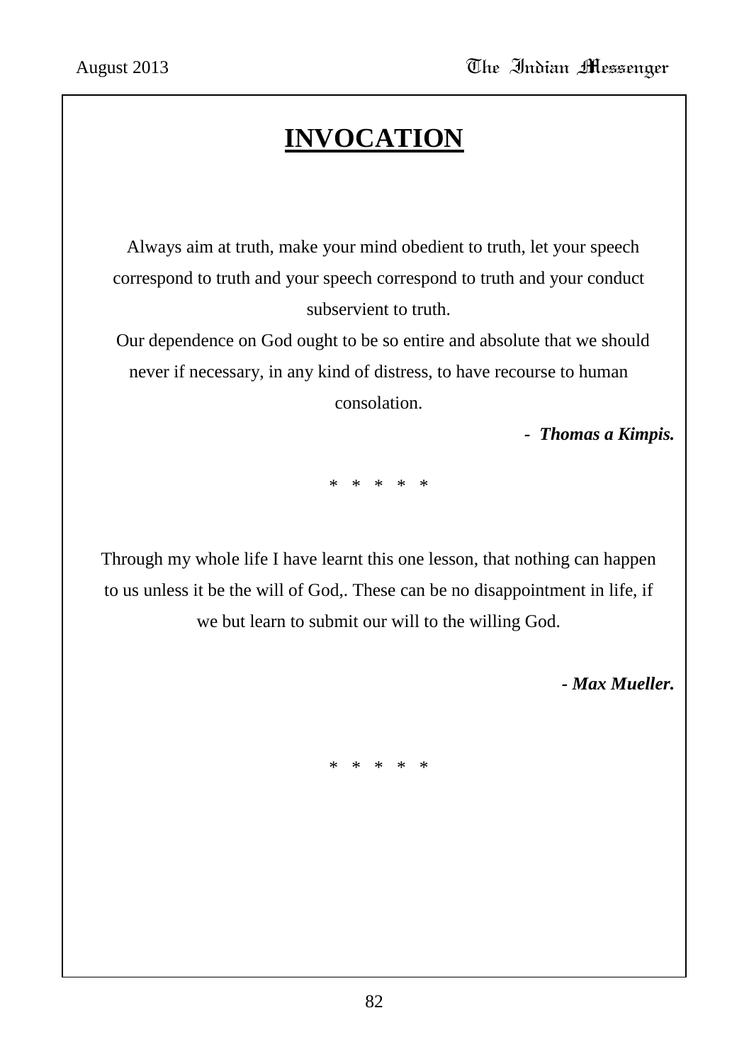# INVOCATION

Always aim at truth, make your mind obedient to truth, let your speech correspond to truth and your speech correspond to truth and your conduct subservient to truth.

Our dependence on God ought to be so entire and absolute that we should never if necessary, in any kind of distress, to have recourse to human consolation.

- ***Thomas a Kimpis.***

\* \* \* \* \*

Through my whole life I have learnt this one lesson, that nothing can happen to us unless it be the will of God,. These can be no disappointment in life, if we but learn to submit our will to the willing God.

***- Max Mueller.***

\* \* \* \* \*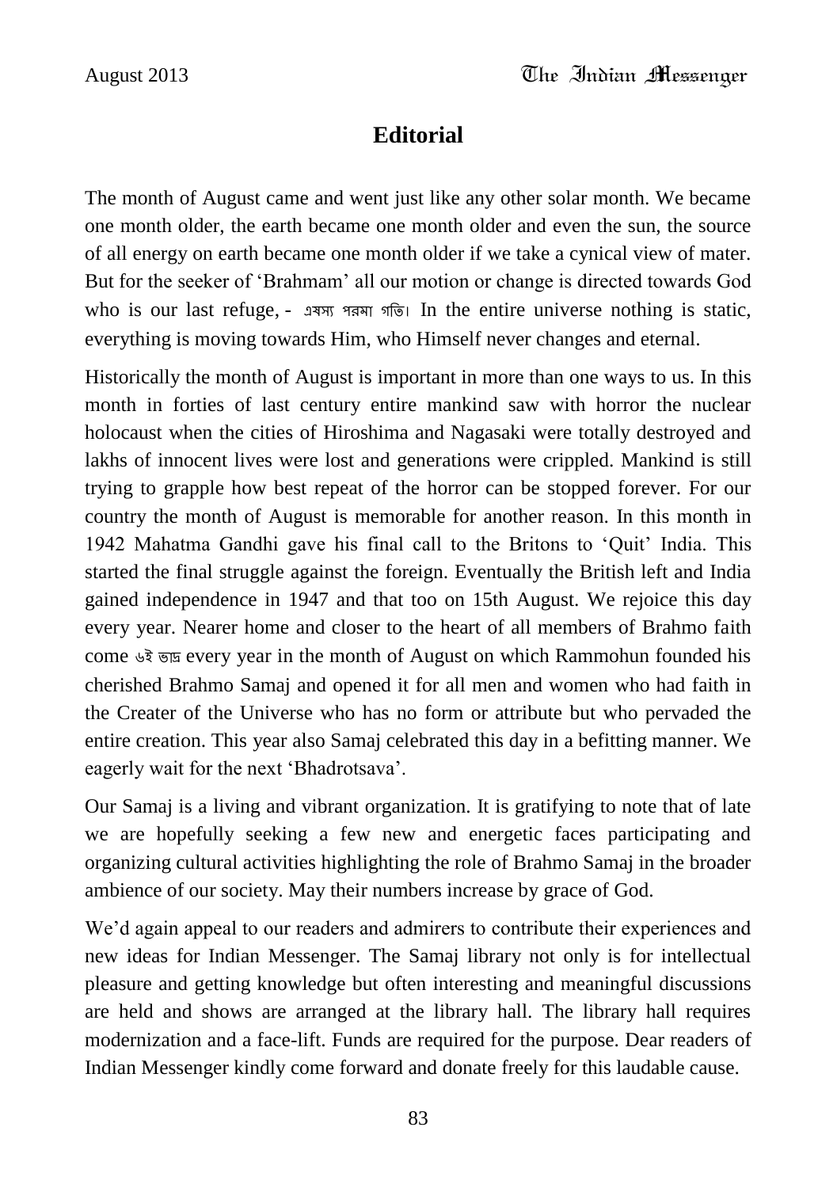# Editorial

The month of August came and went just like any other solar month. We became one month older, the earth became one month older and even the sun, the source of all energy on earth became one month older if we take a cynical view of mater. But for the seeker of 'Brahmam' all our motion or change is directed towards God who is our last refuge, - এষস্য পরমা গতি। In the entire universe nothing is static, everything is moving towards Him, who Himself never changes and eternal.

Historically the month of August is important in more than one ways to us. In this month in forties of last century entire mankind saw with horror the nuclear holocaust when the cities of Hiroshima and Nagasaki were totally destroyed and lakhs of innocent lives were lost and generations were crippled. Mankind is still trying to grapple how best repeat of the horror can be stopped forever. For our country the month of August is memorable for another reason. In this month in 1942 Mahatma Gandhi gave his final call to the Britons to 'Quit' India. This started the final struggle against the foreign. Eventually the British left and India gained independence in 1947 and that too on 15th August. We rejoice this day every year. Nearer home and closer to the heart of all members of Brahmo faith come ৬ই ভাদ্র every year in the month of August on which Rammohun founded his cherished Brahmo Samaj and opened it for all men and women who had faith in the Creater of the Universe who has no form or attribute but who pervaded the entire creation. This year also Samaj celebrated this day in a befitting manner. We eagerly wait for the next 'Bhadrotsava'.

Our Samaj is a living and vibrant organization. It is gratifying to note that of late we are hopefully seeking a few new and energetic faces participating and organizing cultural activities highlighting the role of Brahmo Samaj in the broader ambience of our society. May their numbers increase by grace of God.

We'd again appeal to our readers and admirers to contribute their experiences and new ideas for Indian Messenger. The Samaj library not only is for intellectual pleasure and getting knowledge but often interesting and meaningful discussions are held and shows are arranged at the library hall. The library hall requires modernization and a face-lift. Funds are required for the purpose. Dear readers of Indian Messenger kindly come forward and donate freely for this laudable cause.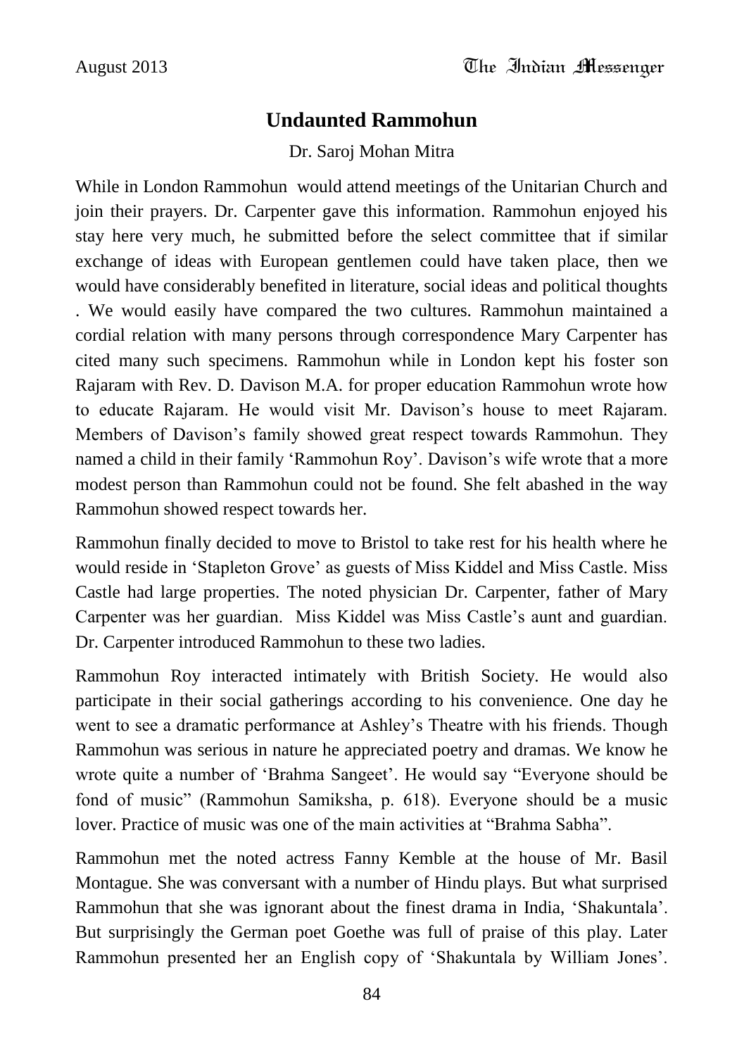## Undaunted Rammohun

Dr. Saroj Mohan Mitra

While in London Rammohun would attend meetings of the Unitarian Church and join their prayers. Dr. Carpenter gave this information. Rammohun enjoyed his stay here very much, he submitted before the select committee that if similar exchange of ideas with European gentlemen could have taken place, then we would have considerably benefited in literature, social ideas and political thoughts . We would easily have compared the two cultures. Rammohun maintained a cordial relation with many persons through correspondence Mary Carpenter has cited many such specimens. Rammohun while in London kept his foster son Rajaram with Rev. D. Davison M.A. for proper education Rammohun wrote how to educate Rajaram. He would visit Mr. Davison's house to meet Rajaram. Members of Davison's family showed great respect towards Rammohun. They named a child in their family 'Rammohun Roy'. Davison's wife wrote that a more modest person than Rammohun could not be found. She felt abashed in the way Rammohun showed respect towards her.

Rammohun finally decided to move to Bristol to take rest for his health where he would reside in 'Stapleton Grove' as guests of Miss Kiddel and Miss Castle. Miss Castle had large properties. The noted physician Dr. Carpenter, father of Mary Carpenter was her guardian. Miss Kiddel was Miss Castle's aunt and guardian. Dr. Carpenter introduced Rammohun to these two ladies.

Rammohun Roy interacted intimately with British Society. He would also participate in their social gatherings according to his convenience. One day he went to see a dramatic performance at Ashley's Theatre with his friends. Though Rammohun was serious in nature he appreciated poetry and dramas. We know he wrote quite a number of 'Brahma Sangeet'. He would say "Everyone should be fond of music" (Rammohun Samiksha, p. 618). Everyone should be a music lover. Practice of music was one of the main activities at "Brahma Sabha".

Rammohun met the noted actress Fanny Kemble at the house of Mr. Basil Montague. She was conversant with a number of Hindu plays. But what surprised Rammohun that she was ignorant about the finest drama in India, 'Shakuntala'. But surprisingly the German poet Goethe was full of praise of this play. Later Rammohun presented her an English copy of 'Shakuntala by William Jones'.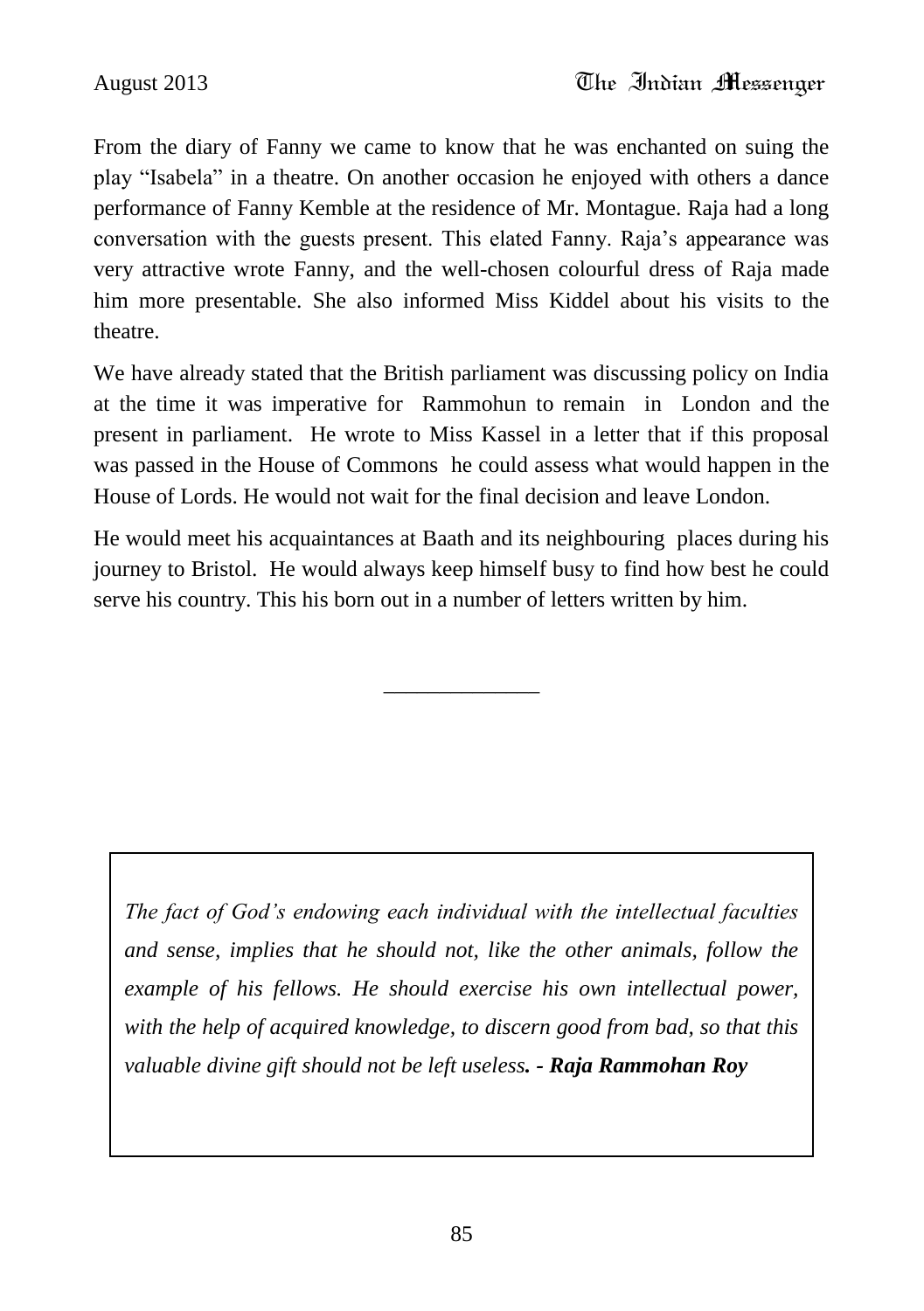From the diary of Fanny we came to know that he was enchanted on suing the play “Isabela” in a theatre. On another occasion he enjoyed with others a dance performance of Fanny Kemble at the residence of Mr. Montague. Raja had a long conversation with the guests present. This elated Fanny. Raja’s appearance was very attractive wrote Fanny, and the well-chosen colourful dress of Raja made him more presentable. She also informed Miss Kiddel about his visits to the theatre.

We have already stated that the British parliament was discussing policy on India at the time it was imperative for Rammohun to remain in London and the present in parliament. He wrote to Miss Kassel in a letter that if this proposal was passed in the House of Commons he could assess what would happen in the House of Lords. He would not wait for the final decision and leave London.

He would meet his acquaintances at Baath and its neighbouring places during his journey to Bristol. He would always keep himself busy to find how best he could serve his country. This his born out in a number of letters written by him.

---

*The fact of God’s endowing each individual with the intellectual faculties and sense, implies that he should not, like the other animals, follow the example of his fellows. He should exercise his own intellectual power, with the help of acquired knowledge, to discern good from bad, so that this valuable divine gift should not be left useless. - **Raja Rammohan Roy***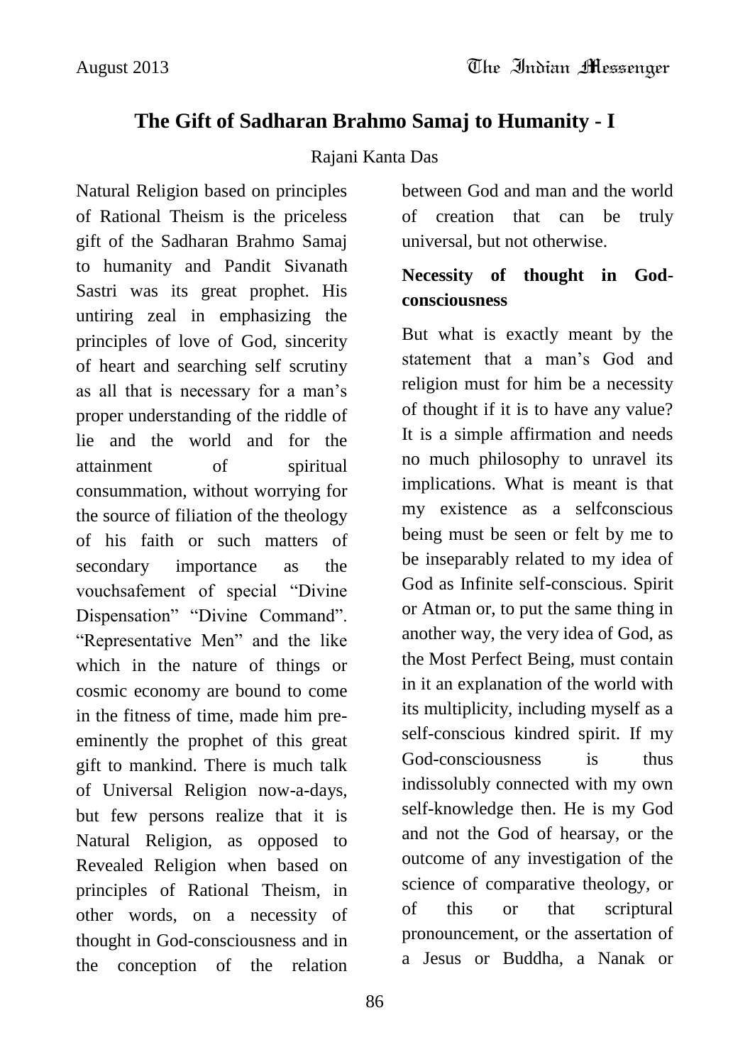## The Gift of Sadharan Brahmo Samaj to Humanity - I

Rajani Kanta Das

Natural Religion based on principles of Rational Theism is the priceless gift of the Sadharan Brahmo Samaj to humanity and Pandit Sivanath Sastri was its great prophet. His untiring zeal in emphasizing the principles of love of God, sincerity of heart and searching self scrutiny as all that is necessary for a man's proper understanding of the riddle of lie and the world and for the attainment of spiritual consummation, without worrying for the source of filiation of the theology of his faith or such matters of secondary importance as the vouchsafement of special "Divine Dispensation" "Divine Command". "Representative Men" and the like which in the nature of things or cosmic economy are bound to come in the fitness of time, made him pre-eminently the prophet of this great gift to mankind. There is much talk of Universal Religion now-a-days, but few persons realize that it is Natural Religion, as opposed to Revealed Religion when based on principles of Rational Theism, in other words, on a necessity of thought in God-consciousness and in the conception of the relation between God and man and the world of creation that can be truly universal, but not otherwise.

### Necessity of thought in God-consciousness

But what is exactly meant by the statement that a man's God and religion must for him be a necessity of thought if it is to have any value? It is a simple affirmation and needs no much philosophy to unravel its implications. What is meant is that my existence as a selfconscious being must be seen or felt by me to be inseparably related to my idea of God as Infinite self-conscious. Spirit or Atman or, to put the same thing in another way, the very idea of God, as the Most Perfect Being, must contain in it an explanation of the world with its multiplicity, including myself as a self-conscious kindred spirit. If my God-consciousness is thus indissolubly connected with my own self-knowledge then. He is my God and not the God of hearsay, or the outcome of any investigation of the science of comparative theology, or of this or that scriptural pronouncement, or the assertation of a Jesus or Buddha, a Nanak or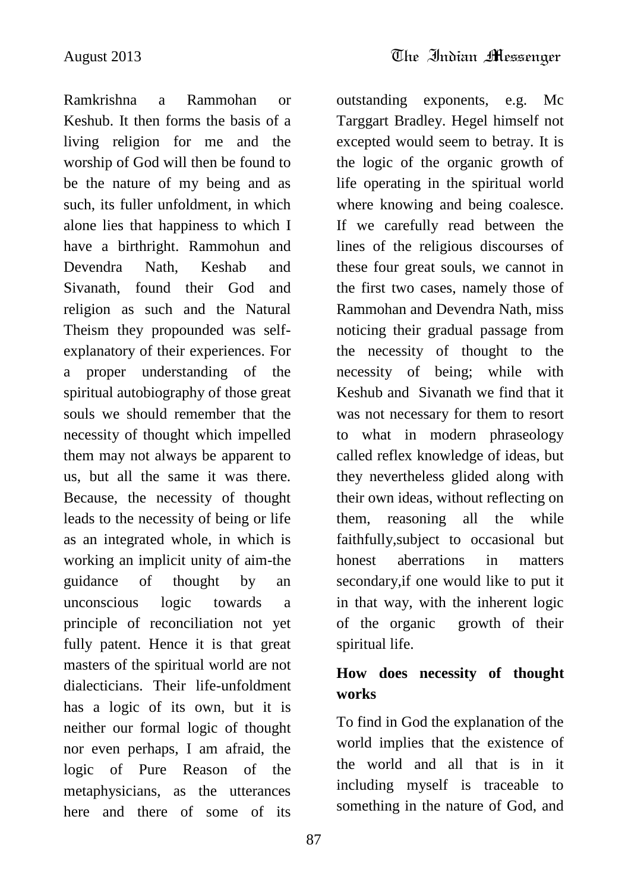Ramkrishna a Rammohan or Keshub. It then forms the basis of a living religion for me and the worship of God will then be found to be the nature of my being and as such, its fuller unfoldment, in which alone lies that happiness to which I have a birthright. Rammohun and Devendra Nath, Keshab and Sivanath, found their God and religion as such and the Natural Theism they propounded was self-explanatory of their experiences. For a proper understanding of the spiritual autobiography of those great souls we should remember that the necessity of thought which impelled them may not always be apparent to us, but all the same it was there. Because, the necessity of thought leads to the necessity of being or life as an integrated whole, in which is working an implicit unity of aim-the guidance of thought by an unconscious logic towards a principle of reconciliation not yet fully patent. Hence it is that great masters of the spiritual world are not dialecticians. Their life-unfoldment has a logic of its own, but it is neither our formal logic of thought nor even perhaps, I am afraid, the logic of Pure Reason of the metaphysicians, as the utterances here and there of some of its outstanding exponents, e.g. Mc Targgart Bradley. Hegel himself not excepted would seem to betray. It is the logic of the organic growth of life operating in the spiritual world where knowing and being coalesce. If we carefully read between the lines of the religious discourses of these four great souls, we cannot in the first two cases, namely those of Rammohan and Devendra Nath, miss noticing their gradual passage from the necessity of thought to the necessity of being; while with Keshub and Sivanath we find that it was not necessary for them to resort to what in modern phraseology called reflex knowledge of ideas, but they nevertheless glided along with their own ideas, without reflecting on them, reasoning all the while faithfully,subject to occasional but honest aberrations in matters secondary,if one would like to put it in that way, with the inherent logic of the organic growth of their spiritual life.

## How does necessity of thought works

To find in God the explanation of the world implies that the existence of the world and all that is in it including myself is traceable to something in the nature of God, and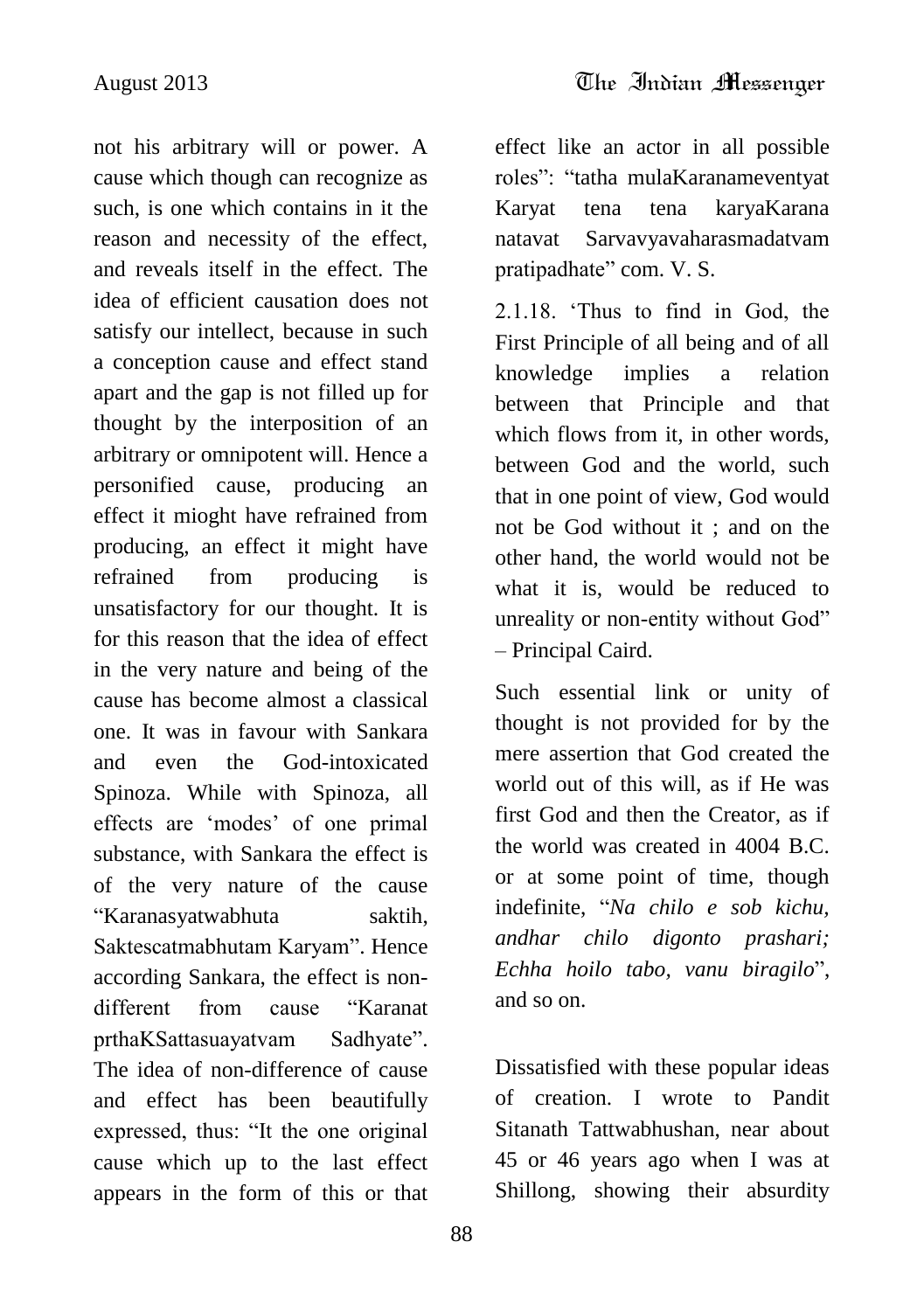not his arbitrary will or power. A cause which though can recognize as such, is one which contains in it the reason and necessity of the effect, and reveals itself in the effect. The idea of efficient causation does not satisfy our intellect, because in such a conception cause and effect stand apart and the gap is not filled up for thought by the interposition of an arbitrary or omnipotent will. Hence a personified cause, producing an effect it mioght have refrained from producing, an effect it might have refrained from producing is unsatisfactory for our thought. It is for this reason that the idea of effect in the very nature and being of the cause has become almost a classical one. It was in favour with Sankara and even the God-intoxicated Spinoza. While with Spinoza, all effects are 'modes' of one primal substance, with Sankara the effect is of the very nature of the cause "Karanasyatwabhuta saktih, Saktescatmabhutam Karyam". Hence according Sankara, the effect is non-different from cause "Karanat prthaKSattasuayatvam Sadhyate". The idea of non-difference of cause and effect has been beautifully expressed, thus: "It the one original cause which up to the last effect appears in the form of this or that effect like an actor in all possible roles": "tatha mulaKaranameventyat Karyat tena tena karyaKarana natavat Sarvavyavaharasmadatvam pratipadhate" com. V. S.

2.1.18. 'Thus to find in God, the First Principle of all being and of all knowledge implies a relation between that Principle and that which flows from it, in other words, between God and the world, such that in one point of view, God would not be God without it ; and on the other hand, the world would not be what it is, would be reduced to unreality or non-entity without God" – Principal Caird.

Such essential link or unity of thought is not provided for by the mere assertion that God created the world out of this will, as if He was first God and then the Creator, as if the world was created in 4004 B.C. or at some point of time, though indefinite, "*Na chilo e sob kichu, andhar chilo digonto prashari; Echha hoilo tabo, vanu biragilo*", and so on.

Dissatisfied with these popular ideas of creation. I wrote to Pandit Sitanath Tattwabhushan, near about 45 or 46 years ago when I was at Shillong, showing their absurdity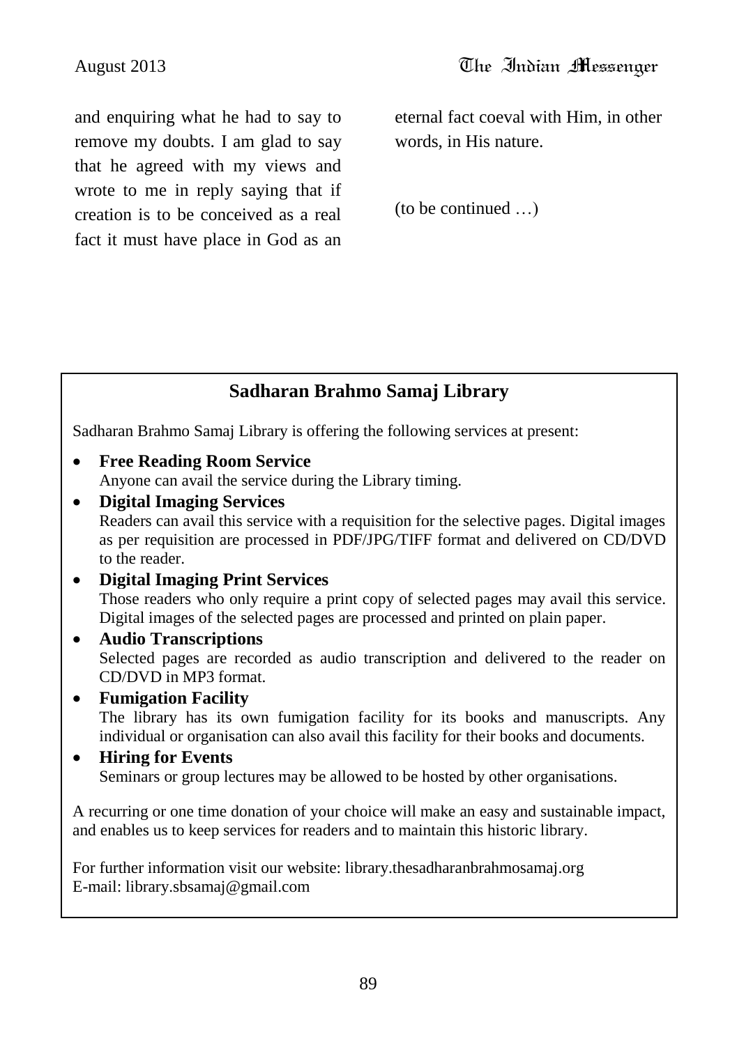and enquiring what he had to say to remove my doubts. I am glad to say that he agreed with my views and wrote to me in reply saying that if creation is to be conceived as a real fact it must have place in God as an eternal fact coeval with Him, in other words, in His nature.

(to be continued …)

## Sadharan Brahmo Samaj Library

Sadharan Brahmo Samaj Library is offering the following services at present:

- **Free Reading Room Service**
  Anyone can avail the service during the Library timing.
- **Digital Imaging Services**
  Readers can avail this service with a requisition for the selective pages. Digital images as per requisition are processed in PDF/JPG/TIFF format and delivered on CD/DVD to the reader.
- **Digital Imaging Print Services**
  Those readers who only require a print copy of selected pages may avail this service. Digital images of the selected pages are processed and printed on plain paper.
- **Audio Transcriptions**
  Selected pages are recorded as audio transcription and delivered to the reader on CD/DVD in MP3 format.
- **Fumigation Facility**
  The library has its own fumigation facility for its books and manuscripts. Any individual or organisation can also avail this facility for their books and documents.
- **Hiring for Events**
  Seminars or group lectures may be allowed to be hosted by other organisations.

A recurring or one time donation of your choice will make an easy and sustainable impact, and enables us to keep services for readers and to maintain this historic library.

For further information visit our website: library.thesadharanbrahmosamaj.org
E-mail: library.sbsamaj@gmail.com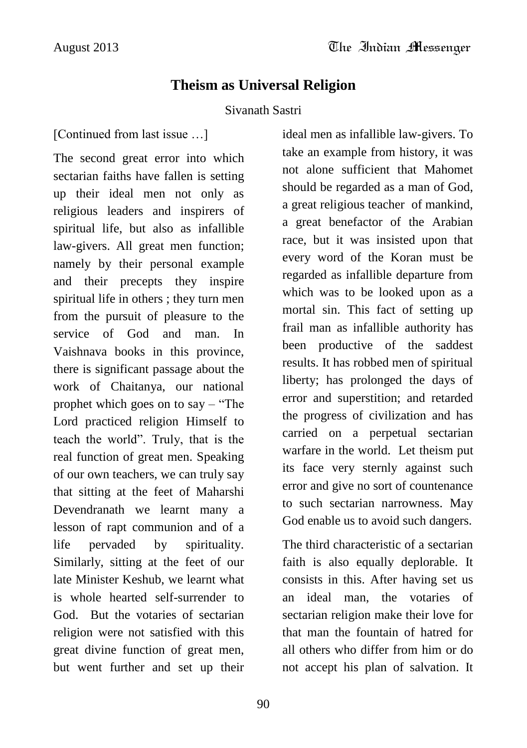# Theism as Universal Religion

Sivanath Sastri

[Continued from last issue …]

The second great error into which sectarian faiths have fallen is setting up their ideal men not only as religious leaders and inspirers of spiritual life, but also as infallible law-givers. All great men function; namely by their personal example and their precepts they inspire spiritual life in others ; they turn men from the pursuit of pleasure to the service of God and man. In Vaishnava books in this province, there is significant passage about the work of Chaitanya, our national prophet which goes on to say – "The Lord practiced religion Himself to teach the world". Truly, that is the real function of great men. Speaking of our own teachers, we can truly say that sitting at the feet of Maharshi Devendranath we learnt many a lesson of rapt communion and of a life pervaded by spirituality. Similarly, sitting at the feet of our late Minister Keshub, we learnt what is whole hearted self-surrender to God. But the votaries of sectarian religion were not satisfied with this great divine function of great men, but went further and set up their ideal men as infallible law-givers. To take an example from history, it was not alone sufficient that Mahomet should be regarded as a man of God, a great religious teacher of mankind, a great benefactor of the Arabian race, but it was insisted upon that every word of the Koran must be regarded as infallible departure from which was to be looked upon as a mortal sin. This fact of setting up frail man as infallible authority has been productive of the saddest results. It has robbed men of spiritual liberty; has prolonged the days of error and superstition; and retarded the progress of civilization and has carried on a perpetual sectarian warfare in the world. Let theism put its face very sternly against such error and give no sort of countenance to such sectarian narrowness. May God enable us to avoid such dangers.

The third characteristic of a sectarian faith is also equally deplorable. It consists in this. After having set us an ideal man, the votaries of sectarian religion make their love for that man the fountain of hatred for all others who differ from him or do not accept his plan of salvation. It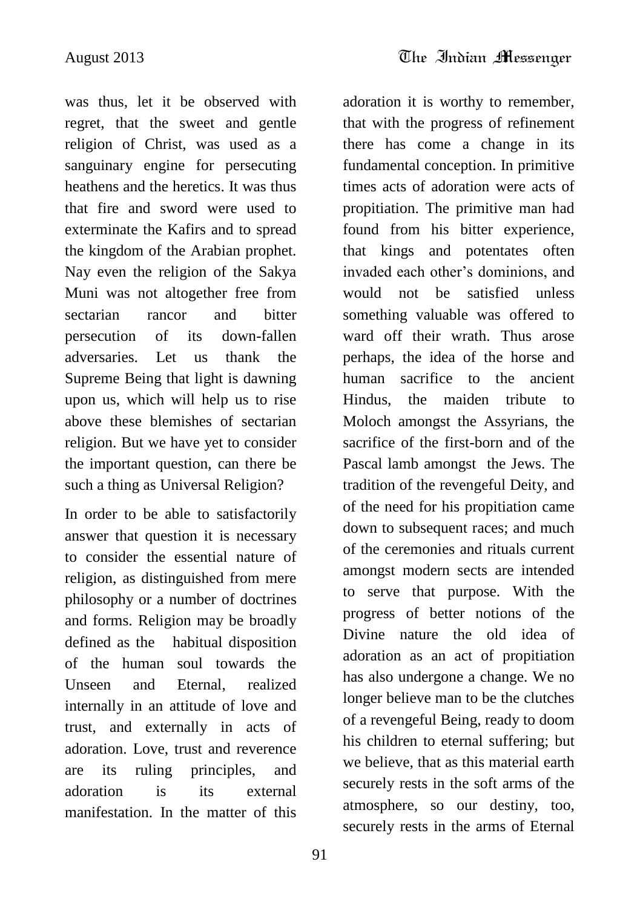was thus, let it be observed with regret, that the sweet and gentle religion of Christ, was used as a sanguinary engine for persecuting heathens and the heretics. It was thus that fire and sword were used to exterminate the Kafirs and to spread the kingdom of the Arabian prophet. Nay even the religion of the Sakya Muni was not altogether free from sectarian rancor and bitter persecution of its down-fallen adversaries. Let us thank the Supreme Being that light is dawning upon us, which will help us to rise above these blemishes of sectarian religion. But we have yet to consider the important question, can there be such a thing as Universal Religion?

In order to be able to satisfactorily answer that question it is necessary to consider the essential nature of religion, as distinguished from mere philosophy or a number of doctrines and forms. Religion may be broadly defined as the habitual disposition of the human soul towards the Unseen and Eternal, realized internally in an attitude of love and trust, and externally in acts of adoration. Love, trust and reverence are its ruling principles, and adoration is its external manifestation. In the matter of this adoration it is worthy to remember, that with the progress of refinement there has come a change in its fundamental conception. In primitive times acts of adoration were acts of propitiation. The primitive man had found from his bitter experience, that kings and potentates often invaded each other's dominions, and would not be satisfied unless something valuable was offered to ward off their wrath. Thus arose perhaps, the idea of the horse and human sacrifice to the ancient Hindus, the maiden tribute to Moloch amongst the Assyrians, the sacrifice of the first-born and of the Pascal lamb amongst the Jews. The tradition of the revengeful Deity, and of the need for his propitiation came down to subsequent races; and much of the ceremonies and rituals current amongst modern sects are intended to serve that purpose. With the progress of better notions of the Divine nature the old idea of adoration as an act of propitiation has also undergone a change. We no longer believe man to be the clutches of a revengeful Being, ready to doom his children to eternal suffering; but we believe, that as this material earth securely rests in the soft arms of the atmosphere, so our destiny, too, securely rests in the arms of Eternal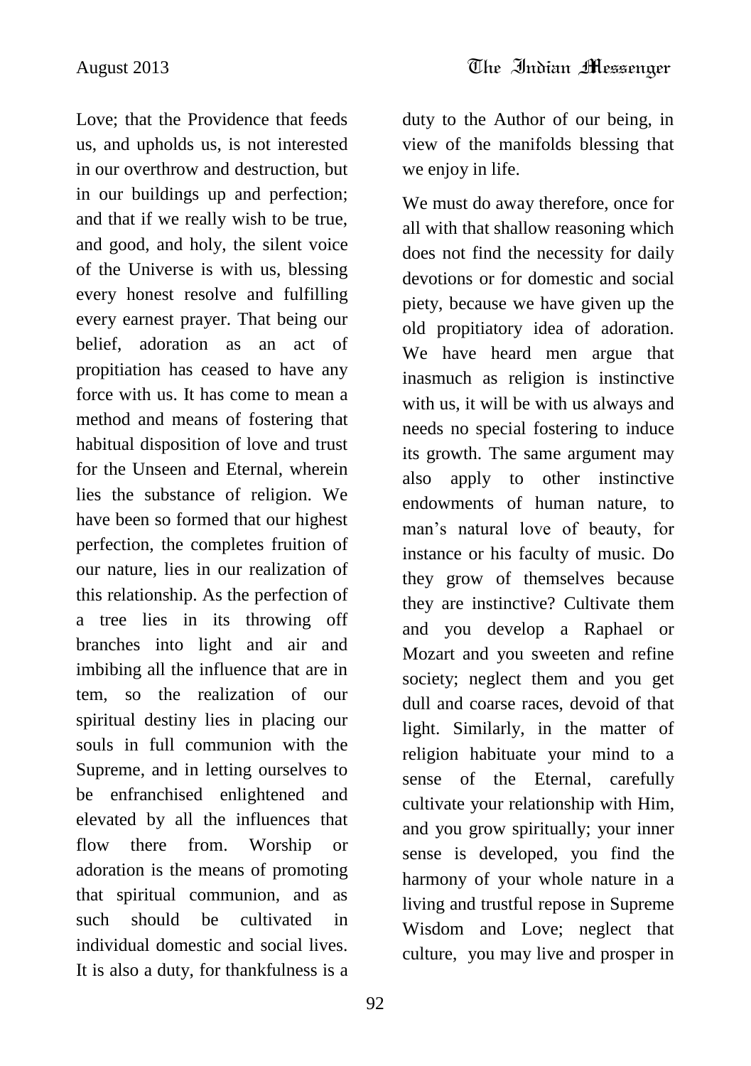Love; that the Providence that feeds us, and upholds us, is not interested in our overthrow and destruction, but in our buildings up and perfection; and that if we really wish to be true, and good, and holy, the silent voice of the Universe is with us, blessing every honest resolve and fulfilling every earnest prayer. That being our belief, adoration as an act of propitiation has ceased to have any force with us. It has come to mean a method and means of fostering that habitual disposition of love and trust for the Unseen and Eternal, wherein lies the substance of religion. We have been so formed that our highest perfection, the completes fruition of our nature, lies in our realization of this relationship. As the perfection of a tree lies in its throwing off branches into light and air and imbibing all the influence that are in tem, so the realization of our spiritual destiny lies in placing our souls in full communion with the Supreme, and in letting ourselves to be enfranchised enlightened and elevated by all the influences that flow there from. Worship or adoration is the means of promoting that spiritual communion, and as such should be cultivated in individual domestic and social lives. It is also a duty, for thankfulness is a duty to the Author of our being, in view of the manifolds blessing that we enjoy in life.

We must do away therefore, once for all with that shallow reasoning which does not find the necessity for daily devotions or for domestic and social piety, because we have given up the old propitiatory idea of adoration. We have heard men argue that inasmuch as religion is instinctive with us, it will be with us always and needs no special fostering to induce its growth. The same argument may also apply to other instinctive endowments of human nature, to man's natural love of beauty, for instance or his faculty of music. Do they grow of themselves because they are instinctive? Cultivate them and you develop a Raphael or Mozart and you sweeten and refine society; neglect them and you get dull and coarse races, devoid of that light. Similarly, in the matter of religion habituate your mind to a sense of the Eternal, carefully cultivate your relationship with Him, and you grow spiritually; your inner sense is developed, you find the harmony of your whole nature in a living and trustful repose in Supreme Wisdom and Love; neglect that culture, you may live and prosper in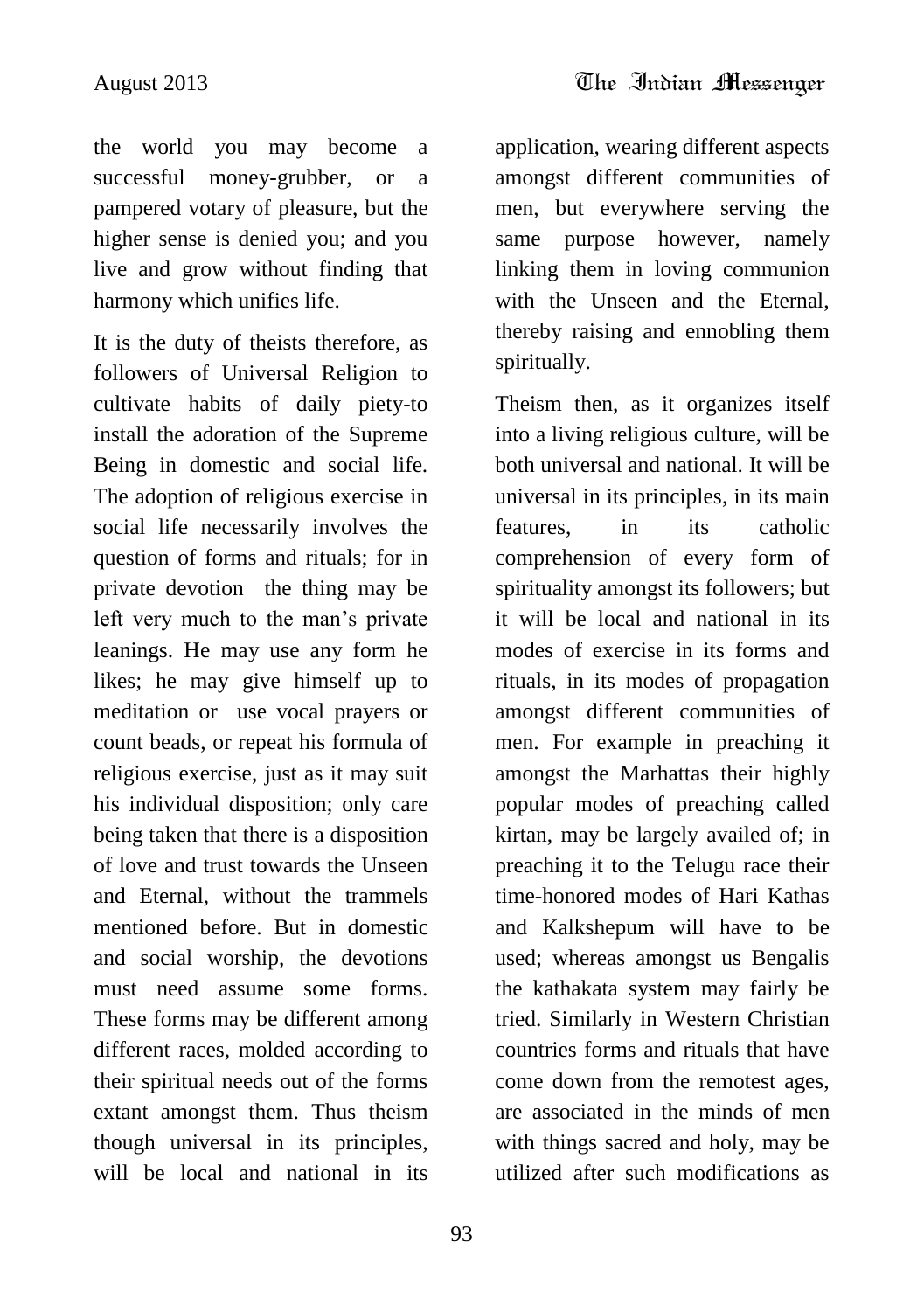the world you may become a successful money-grubber, or a pampered votary of pleasure, but the higher sense is denied you; and you live and grow without finding that harmony which unifies life.

It is the duty of theists therefore, as followers of Universal Religion to cultivate habits of daily piety-to install the adoration of the Supreme Being in domestic and social life. The adoption of religious exercise in social life necessarily involves the question of forms and rituals; for in private devotion the thing may be left very much to the man's private leanings. He may use any form he likes; he may give himself up to meditation or use vocal prayers or count beads, or repeat his formula of religious exercise, just as it may suit his individual disposition; only care being taken that there is a disposition of love and trust towards the Unseen and Eternal, without the trammels mentioned before. But in domestic and social worship, the devotions must need assume some forms. These forms may be different among different races, molded according to their spiritual needs out of the forms extant amongst them. Thus theism though universal in its principles, will be local and national in its application, wearing different aspects amongst different communities of men, but everywhere serving the same purpose however, namely linking them in loving communion with the Unseen and the Eternal, thereby raising and ennobling them spiritually.

Theism then, as it organizes itself into a living religious culture, will be both universal and national. It will be universal in its principles, in its main features, in its catholic comprehension of every form of spirituality amongst its followers; but it will be local and national in its modes of exercise in its forms and rituals, in its modes of propagation amongst different communities of men. For example in preaching it amongst the Marhattas their highly popular modes of preaching called kirtan, may be largely availed of; in preaching it to the Telugu race their time-honored modes of Hari Kathas and Kalkshepum will have to be used; whereas amongst us Bengalis the kathakata system may fairly be tried. Similarly in Western Christian countries forms and rituals that have come down from the remotest ages, are associated in the minds of men with things sacred and holy, may be utilized after such modifications as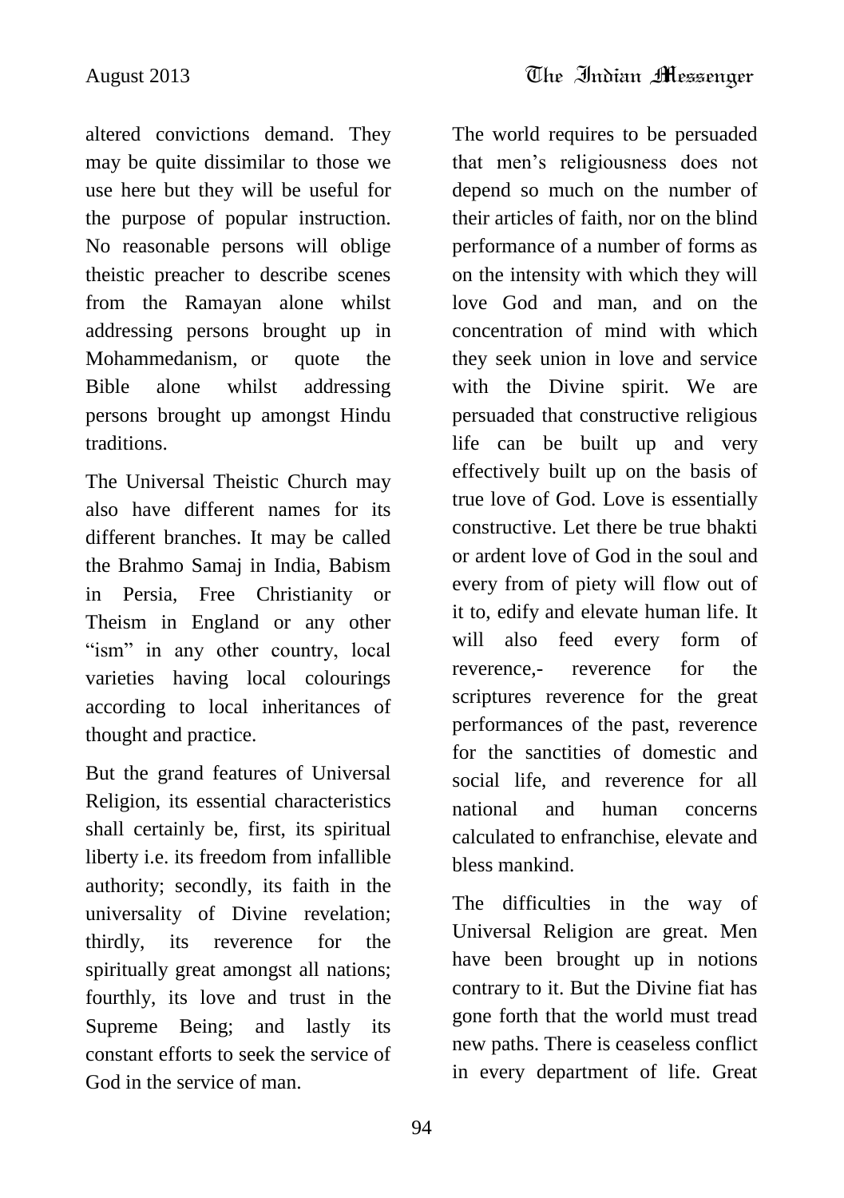altered convictions demand. They may be quite dissimilar to those we use here but they will be useful for the purpose of popular instruction. No reasonable persons will oblige theistic preacher to describe scenes from the Ramayan alone whilst addressing persons brought up in Mohammedanism, or quote the Bible alone whilst addressing persons brought up amongst Hindu traditions.

The Universal Theistic Church may also have different names for its different branches. It may be called the Brahmo Samaj in India, Babism in Persia, Free Christianity or Theism in England or any other "ism" in any other country, local varieties having local colourings according to local inheritances of thought and practice.

But the grand features of Universal Religion, its essential characteristics shall certainly be, first, its spiritual liberty i.e. its freedom from infallible authority; secondly, its faith in the universality of Divine revelation; thirdly, its reverence for the spiritually great amongst all nations; fourthly, its love and trust in the Supreme Being; and lastly its constant efforts to seek the service of God in the service of man.

The world requires to be persuaded that men's religiousness does not depend so much on the number of their articles of faith, nor on the blind performance of a number of forms as on the intensity with which they will love God and man, and on the concentration of mind with which they seek union in love and service with the Divine spirit. We are persuaded that constructive religious life can be built up and very effectively built up on the basis of true love of God. Love is essentially constructive. Let there be true bhakti or ardent love of God in the soul and every from of piety will flow out of it to, edify and elevate human life. It will also feed every form of reverence,- reverence for the scriptures reverence for the great performances of the past, reverence for the sanctities of domestic and social life, and reverence for all national and human concerns calculated to enfranchise, elevate and bless mankind.

The difficulties in the way of Universal Religion are great. Men have been brought up in notions contrary to it. But the Divine fiat has gone forth that the world must tread new paths. There is ceaseless conflict in every department of life. Great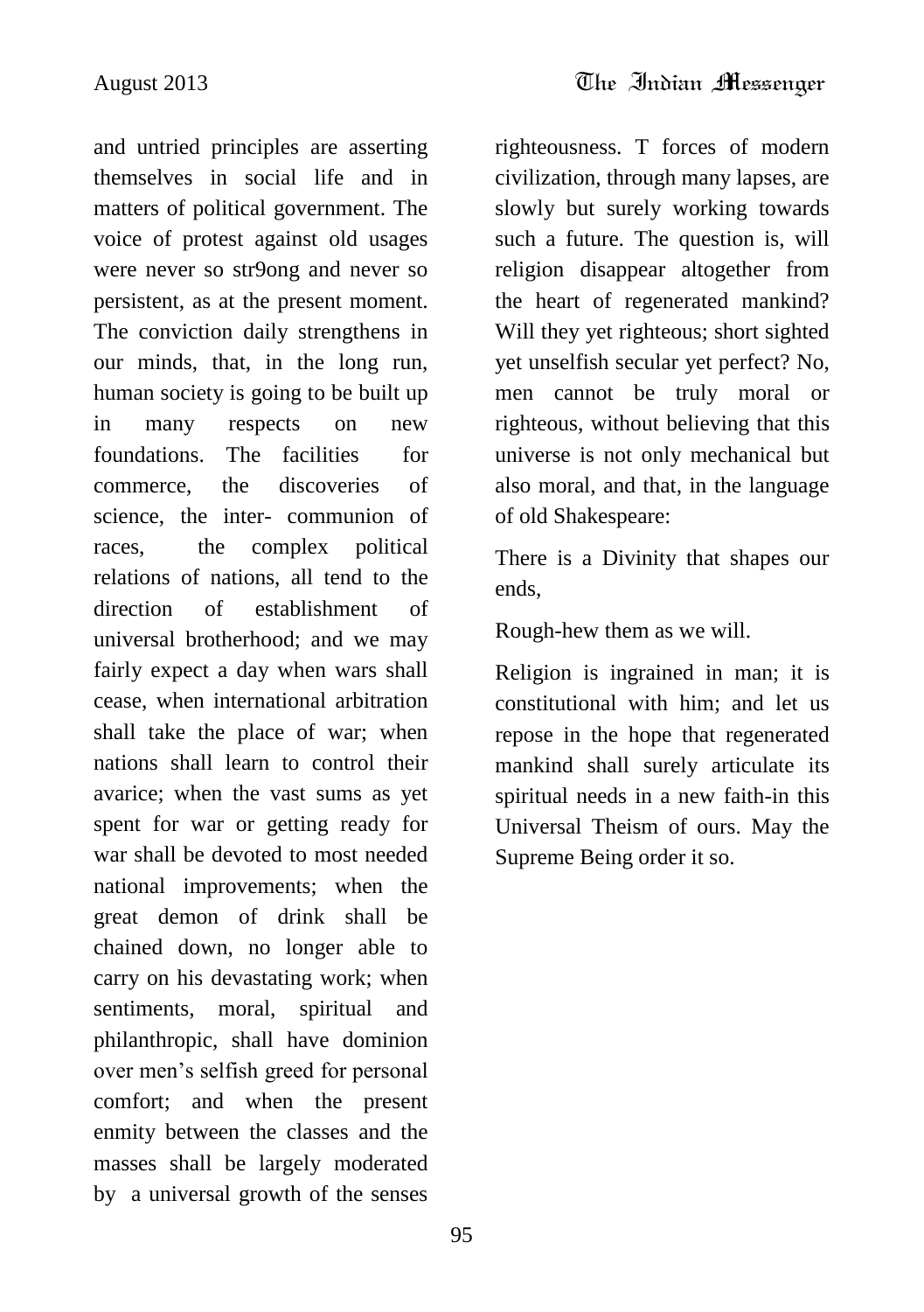and untried principles are asserting themselves in social life and in matters of political government. The voice of protest against old usages were never so str9ong and never so persistent, as at the present moment. The conviction daily strengthens in our minds, that, in the long run, human society is going to be built up in many respects on new foundations. The facilities for commerce, the discoveries of science, the inter- communion of races, the complex political relations of nations, all tend to the direction of establishment of universal brotherhood; and we may fairly expect a day when wars shall cease, when international arbitration shall take the place of war; when nations shall learn to control their avarice; when the vast sums as yet spent for war or getting ready for war shall be devoted to most needed national improvements; when the great demon of drink shall be chained down, no longer able to carry on his devastating work; when sentiments, moral, spiritual and philanthropic, shall have dominion over men's selfish greed for personal comfort; and when the present enmity between the classes and the masses shall be largely moderated by a universal growth of the senses righteousness. T forces of modern civilization, through many lapses, are slowly but surely working towards such a future. The question is, will religion disappear altogether from the heart of regenerated mankind? Will they yet righteous; short sighted yet unselfish secular yet perfect? No, men cannot be truly moral or righteous, without believing that this universe is not only mechanical but also moral, and that, in the language of old Shakespeare:

There is a Divinity that shapes our ends,

Rough-hew them as we will.

Religion is ingrained in man; it is constitutional with him; and let us repose in the hope that regenerated mankind shall surely articulate its spiritual needs in a new faith-in this Universal Theism of ours. May the Supreme Being order it so.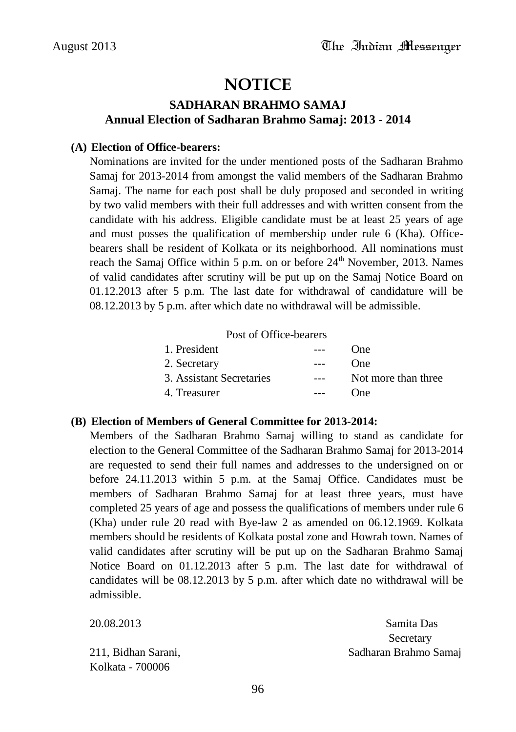# NOTICE

## SADHARAN BRAHMO SAMAJ

### Annual Election of Sadharan Brahmo Samaj: 2013 - 2014

**(A) Election of Office-bearers:**

Nominations are invited for the under mentioned posts of the Sadharan Brahmo Samaj for 2013-2014 from amongst the valid members of the Sadharan Brahmo Samaj. The name for each post shall be duly proposed and seconded in writing by two valid members with their full addresses and with written consent from the candidate with his address. Eligible candidate must be at least 25 years of age and must posses the qualification of membership under rule 6 (Kha). Office-bearers shall be resident of Kolkata or its neighborhood. All nominations must reach the Samaj Office within 5 p.m. on or before 24th November, 2013. Names of valid candidates after scrutiny will be put up on the Samaj Notice Board on 01.12.2013 after 5 p.m. The last date for withdrawal of candidature will be 08.12.2013 by 5 p.m. after which date no withdrawal will be admissible.

| Post of Office-bearers | | |
|---|---|---|
| 1. President | --- | One |
| 2. Secretary | --- | One |
| 3. Assistant Secretaries | --- | Not more than three |
| 4. Treasurer | --- | One |

**(B) Election of Members of General Committee for 2013-2014:**

Members of the Sadharan Brahmo Samaj willing to stand as candidate for election to the General Committee of the Sadharan Brahmo Samaj for 2013-2014 are requested to send their full names and addresses to the undersigned on or before 24.11.2013 within 5 p.m. at the Samaj Office. Candidates must be members of Sadharan Brahmo Samaj for at least three years, must have completed 25 years of age and possess the qualifications of members under rule 6 (Kha) under rule 20 read with Bye-law 2 as amended on 06.12.1969. Kolkata members should be residents of Kolkata postal zone and Howrah town. Names of valid candidates after scrutiny will be put up on the Sadharan Brahmo Samaj Notice Board on 01.12.2013 after 5 p.m. The last date for withdrawal of candidates will be 08.12.2013 by 5 p.m. after which date no withdrawal will be admissible.

20.08.2013

211, Bidhan Sarani,
Kolkata - 700006

Samita Das
Secretary
Sadharan Brahmo Samaj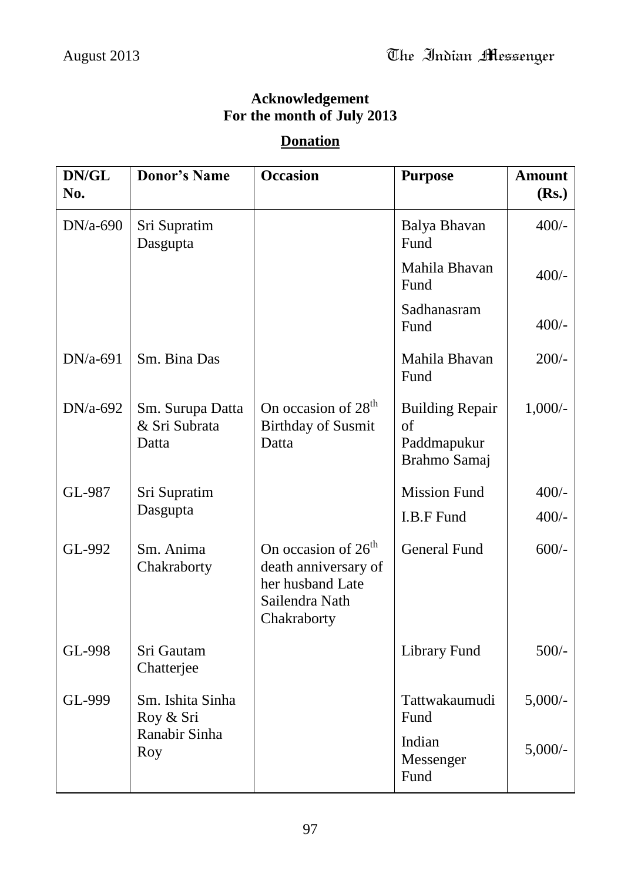**Acknowledgement**
**For the month of July 2013**

**Donation**

| DN/GL No. | Donor's Name | Occasion | Purpose | Amount (Rs.) |
|---|---|---|---|---|
| DN/a-690 | Sri Supratim Dasgupta | | Balya Bhavan Fund | 400/- |
| | | | Mahila Bhavan Fund | 400/- |
| | | | Sadhanasram Fund | 400/- |
| DN/a-691 | Sm. Bina Das | | Mahila Bhavan Fund | 200/- |
| DN/a-692 | Sm. Surupa Datta & Sri Subrata Datta | On occasion of 28th Birthday of Susmit Datta | Building Repair of Paddmapukur Brahmo Samaj | 1,000/- |
| GL-987 | Sri Supratim Dasgupta | | Mission Fund | 400/- |
| | | | I.B.F Fund | 400/- |
| GL-992 | Sm. Anima Chakraborty | On occasion of 26th death anniversary of her husband Late Sailendra Nath Chakraborty | General Fund | 600/- |
| GL-998 | Sri Gautam Chatterjee | | Library Fund | 500/- |
| GL-999 | Sm. Ishita Sinha Roy & Sri Ranabir Sinha Roy | | Tattwakaumudi Fund | 5,000/- |
| | | | Indian Messenger Fund | 5,000/- |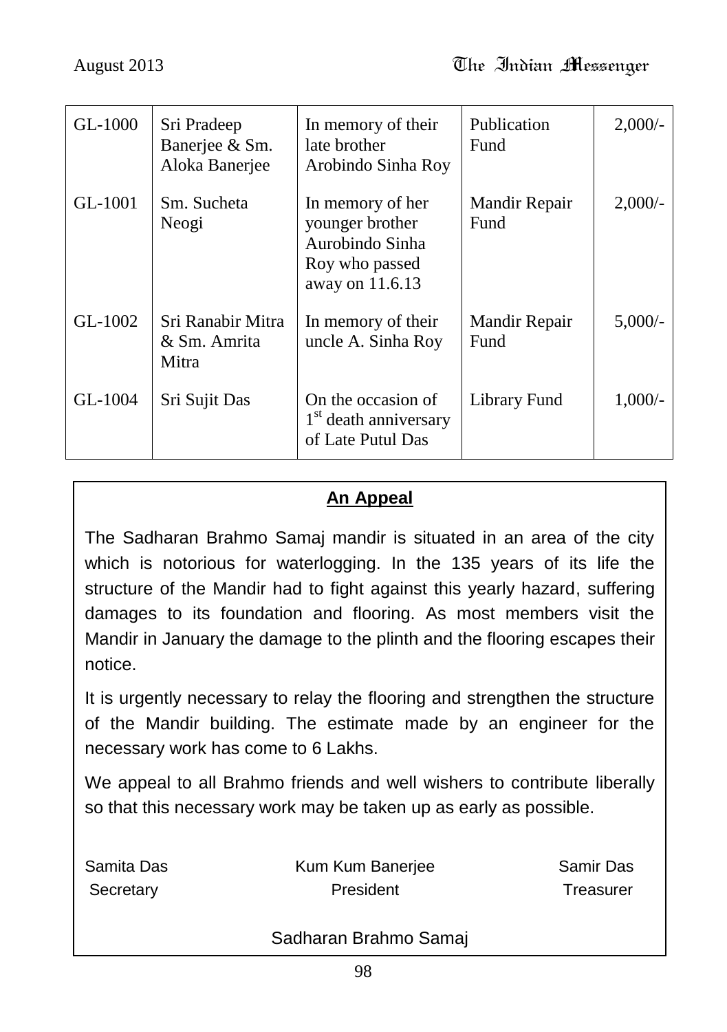| GL-1000 | Sri Pradeep Banerjee & Sm. Aloka Banerjee | In memory of their late brother Arobindo Sinha Roy | Publication Fund | 2,000/- |
|---|---|---|---|---|
| GL-1001 | Sm. Sucheta Neogi | In memory of her younger brother Aurobindo Sinha Roy who passed away on 11.6.13 | Mandir Repair Fund | 2,000/- |
| GL-1002 | Sri Ranabir Mitra & Sm. Amrita Mitra | In memory of their uncle A. Sinha Roy | Mandir Repair Fund | 5,000/- |
| GL-1004 | Sri Sujit Das | On the occasion of 1st death anniversary of Late Putul Das | Library Fund | 1,000/- |

## **An Appeal**

The Sadharan Brahmo Samaj mandir is situated in an area of the city which is notorious for waterlogging. In the 135 years of its life the structure of the Mandir had to fight against this yearly hazard, suffering damages to its foundation and flooring. As most members visit the Mandir in January the damage to the plinth and the flooring escapes their notice.

It is urgently necessary to relay the flooring and strengthen the structure of the Mandir building. The estimate made by an engineer for the necessary work has come to 6 Lakhs.

We appeal to all Brahmo friends and well wishers to contribute liberally so that this necessary work may be taken up as early as possible.

Samita Das — Secretary

Kum Kum Banerjee — President

Samir Das — Treasurer

Sadharan Brahmo Samaj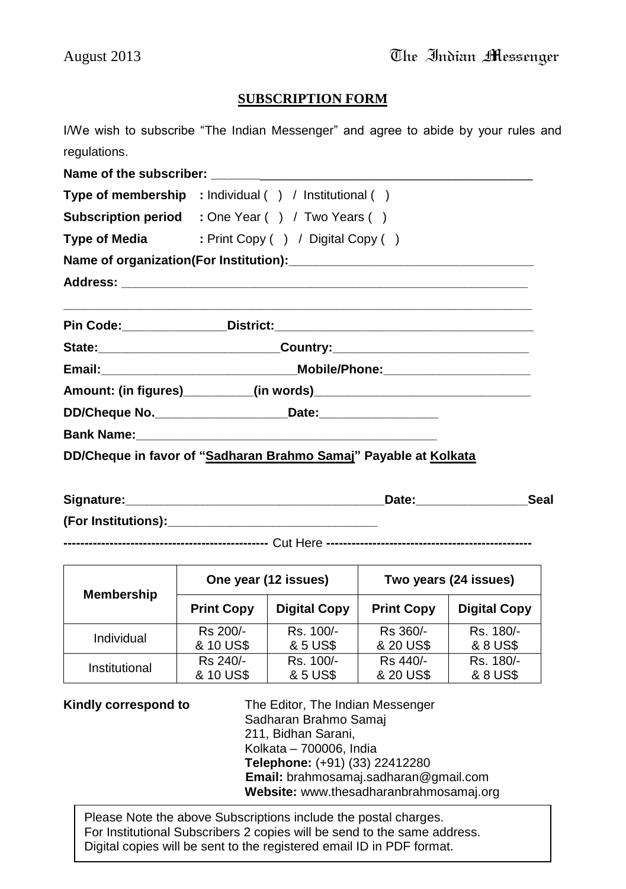## SUBSCRIPTION FORM

I/We wish to subscribe "The Indian Messenger" and agree to abide by your rules and regulations.

**Name of the subscriber:** ______________________________________________

**Type of membership** : Individual ( ) / Institutional ( )

**Subscription period** : One Year ( ) / Two Years ( )

**Type of Media** : Print Copy ( ) / Digital Copy ( )

**Name of organization(For Institution):**____________________________________

**Address:** ______________________________________________________________

__________________________________________________________________________

**Pin Code:**_______________**District:**_______________________________________

**State:**__________________________**Country:**_____________________________

**Email:**____________________________**Mobile/Phone:**______________________

**Amount: (in figures)**__________**(in words)**________________________________

**DD/Cheque No.**___________________**Date:**_________________

**Bank Name:**____________________________________________

**DD/Cheque in favor of "Sadharan Brahmo Samaj" Payable at Kolkata**

**Signature:**______________________________________**Date:**________________**Seal**

**(For Institutions):**______________________________

**-------------------------------------------------** Cut Here **-------------------------------------------------**

| Membership | One year (12 issues) | | Two years (24 issues) | |
|---|---|---|---|---|
| | Print Copy | Digital Copy | Print Copy | Digital Copy |
| Individual | Rs 200/- & 10 US$ | Rs. 100/- & 5 US$ | Rs 360/- & 20 US$ | Rs. 180/- & 8 US$ |
| Institutional | Rs 240/- & 10 US$ | Rs. 100/- & 5 US$ | Rs 440/- & 20 US$ | Rs. 180/- & 8 US$ |

**Kindly correspond to**

The Editor, The Indian Messenger
Sadharan Brahmo Samaj
211, Bidhan Sarani,
Kolkata – 700006, India
**Telephone:** (+91) (33) 22412280
**Email:** brahmosamaj.sadharan@gmail.com
**Website:** www.thesadharanbrahmosamaj.org

Please Note the above Subscriptions include the postal charges.
For Institutional Subscribers 2 copies will be send to the same address.
Digital copies will be sent to the registered email ID in PDF format.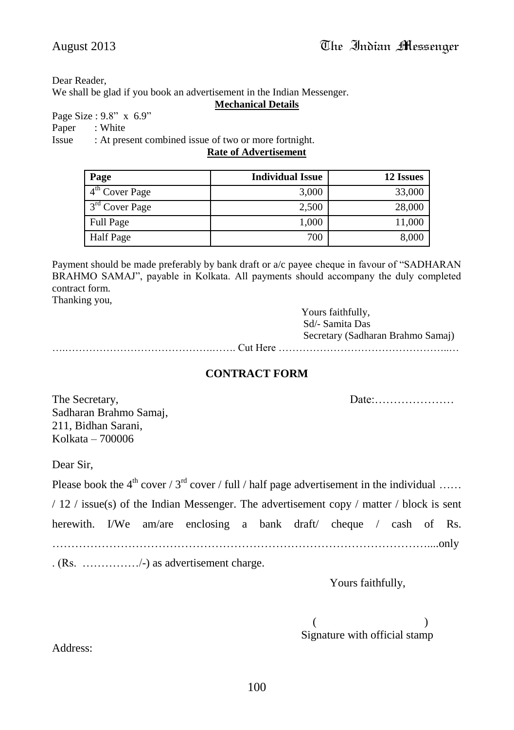Dear Reader,

We shall be glad if you book an advertisement in the Indian Messenger.

**Mechanical Details**

Page Size : 9.8" x 6.9"

Paper : White

Issue : At present combined issue of two or more fortnight.

**Rate of Advertisement**

| Page | Individual Issue | 12 Issues |
|---|---|---|
| 4th Cover Page | 3,000 | 33,000 |
| 3rd Cover Page | 2,500 | 28,000 |
| Full Page | 1,000 | 11,000 |
| Half Page | 700 | 8,000 |

Payment should be made preferably by bank draft or a/c payee cheque in favour of "SADHARAN BRAHMO SAMAJ", payable in Kolkata. All payments should accompany the duly completed contract form.

Thanking you,

Yours faithfully,
Sd/- Samita Das
Secretary (Sadharan Brahmo Samaj)

……………………………………………. Cut Here ……………………………………………

## CONTRACT FORM

The Secretary,
Sadharan Brahmo Samaj,
211, Bidhan Sarani,
Kolkata – 700006

Date:…………………

Dear Sir,

Please book the 4th cover / 3rd cover / full / half page advertisement in the individual …… / 12 / issue(s) of the Indian Messenger. The advertisement copy / matter / block is sent herewith. I/We am/are enclosing a bank draft/ cheque / cash of Rs. ……………………………………………………………………………………....only . (Rs. ……………/-) as advertisement charge.

Yours faithfully,

( )
Signature with official stamp

Address: